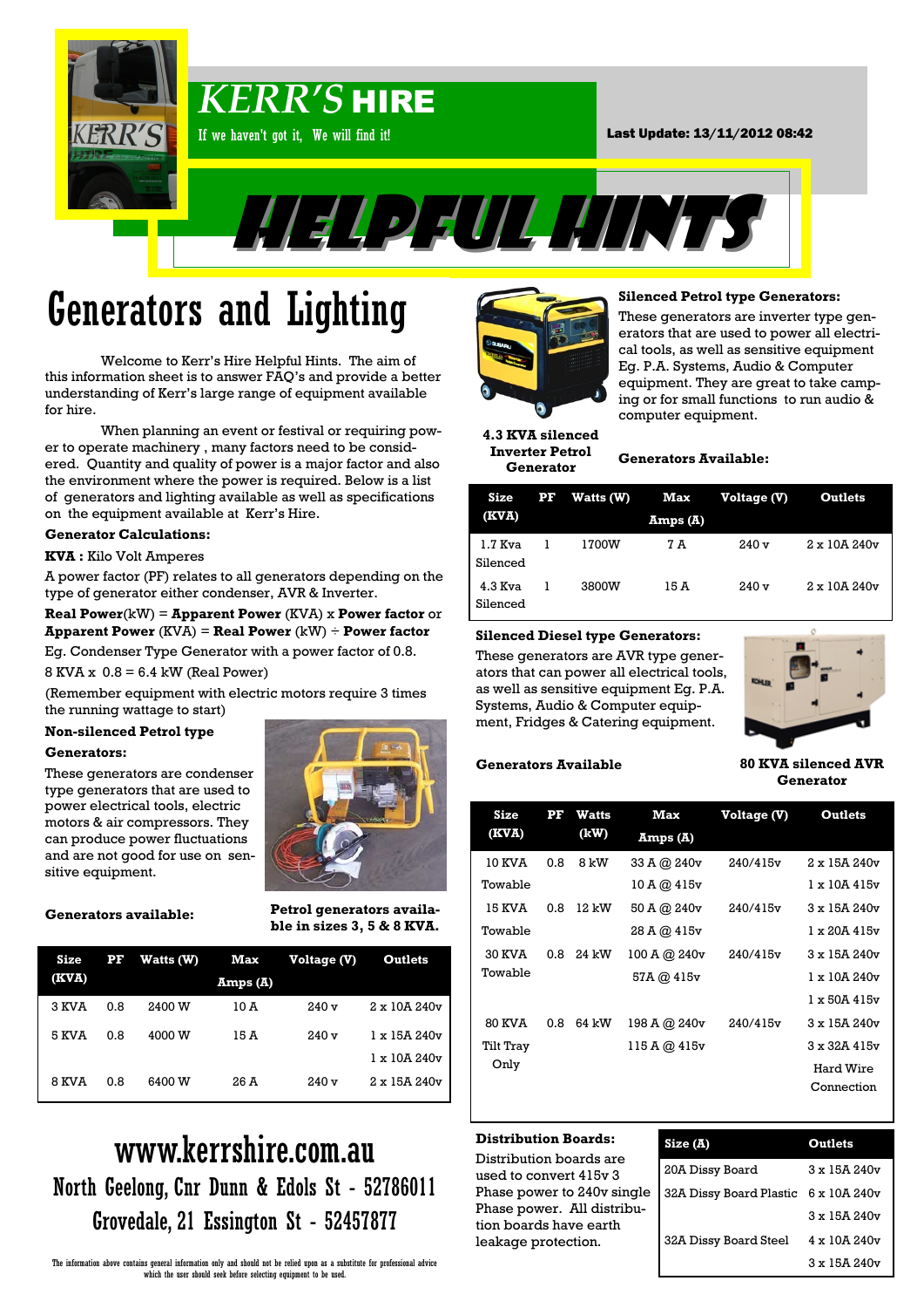# KERR'S HIRE

If we haven't got it, We will find it!

Last Update: 13/11/2012 08:42

# HELPFUL HINTS

## Generators and Lighting

Welcome to Kerr's Hire Helpful Hints. The aim of this information sheet is to answer FAQ's and provide a better understanding of Kerr's large range of equipment available for hire.

When planning an event or festival or requiring power to operate machinery , many factors need to be considered. Quantity and quality of power is a major factor and also the environment where the power is required. Below is a list of generators and lighting available as well as specifications on the equipment available at Kerr's Hire.

**Generator Calculations:**

**KVA :** Kilo Volt Amperes

A power factor (PF) relates to all generators depending on the type of generator either condenser, AVR & Inverter.

**Real Power**(kW) = **Apparent Power** (KVA) x **Power factor** or **Apparent Power** (KVA) = **Real Power** (kW) ÷ **Power factor**

Eg. Condenser Type Generator with a power factor of 0.8.

8 KVA x 0.8 = 6.4 kW (Real Power)

(Remember equipment with electric motors require 3 times the running wattage to start)

**Non-silenced Petrol type Generators:**

These generators are condenser type generators that are used to power electrical tools, electric motors & air compressors. They can produce power fluctuations and are not good for use on sensitive equipment.

**Petrol generators available in sizes 3, 5 & 8 KVA.**

**Generators available:**

| Size (KVA) | PF | Watts (W) | Max Amps (A) | Voltage (V) | Outlets |
|---|---|---|---|---|---|
| 3 KVA | 0.8 | 2400 W | 10 A | 240 v | 2 x 10A 240v |
| 5 KVA | 0.8 | 4000 W | 15 A | 240 v | 1 x 15A 240v<br>1 x 10A 240v |
| 8 KVA | 0.8 | 6400 W | 26 A | 240 v | 2 x 15A 240v |

**4.3 KVA silenced Inverter Petrol Generator**

**Silenced Petrol type Generators:**

These generators are inverter type generators that are used to power all electrical tools, as well as sensitive equipment Eg. P.A. Systems, Audio & Computer equipment. They are great to take camping or for small functions to run audio & computer equipment.

**Generators Available:**

| Size (KVA) | PF | Watts (W) | Max Amps (A) | Voltage (V) | Outlets |
|---|---|---|---|---|---|
| 1.7 Kva Silenced | 1 | 1700W | 7 A | 240 v | 2 x 10A 240v |
| 4.3 Kva Silenced | 1 | 3800W | 15 A | 240 v | 2 x 10A 240v |

**Silenced Diesel type Generators:**

These generators are AVR type generators that can power all electrical tools, as well as sensitive equipment Eg. P.A. Systems, Audio & Computer equipment, Fridges & Catering equipment.

**80 KVA silenced AVR Generator**

**Generators Available**

| Size (KVA) | PF | Watts (kW) | Max Amps (A) | Voltage (V) | Outlets |
|---|---|---|---|---|---|
| 10 KVA Towable | 0.8 | 8 kW | 33 A @ 240v<br>10 A @ 415v | 240/415v | 2 x 15A 240v<br>1 x 10A 415v |
| 15 KVA Towable | 0.8 | 12 kW | 50 A @ 240v<br>28 A @ 415v | 240/415v | 3 x 15A 240v<br>1 x 20A 415v |
| 30 KVA Towable | 0.8 | 24 kW | 100 A @ 240v<br>57A @ 415v | 240/415v | 3 x 15A 240v<br>1 x 10A 240v<br>1 x 50A 415v |
| 80 KVA Tilt Tray Only | 0.8 | 64 kW | 198 A @ 240v<br>115 A @ 415v | 240/415v | 3 x 15A 240v<br>3 x 32A 415v<br>Hard Wire Connection |

**Distribution Boards:**

Distribution boards are used to convert 415v 3 Phase power to 240v single Phase power. All distribution boards have earth leakage protection.

| Size (A) | Outlets |
|---|---|
| 20A Dissy Board | 3 x 15A 240v |
| 32A Dissy Board Plastic | 6 x 10A 240v<br>3 x 15A 240v |
| 32A Dissy Board Steel | 4 x 10A 240v<br>3 x 15A 240v |

## www.kerrshire.com.au

North Geelong, Cnr Dunn & Edols St - 52786011

Grovedale, 21 Essington St - 52457877

The information above contains general information only and should not be relied upon as a substitute for professional advice which the user should seek before selecting equipment to be used.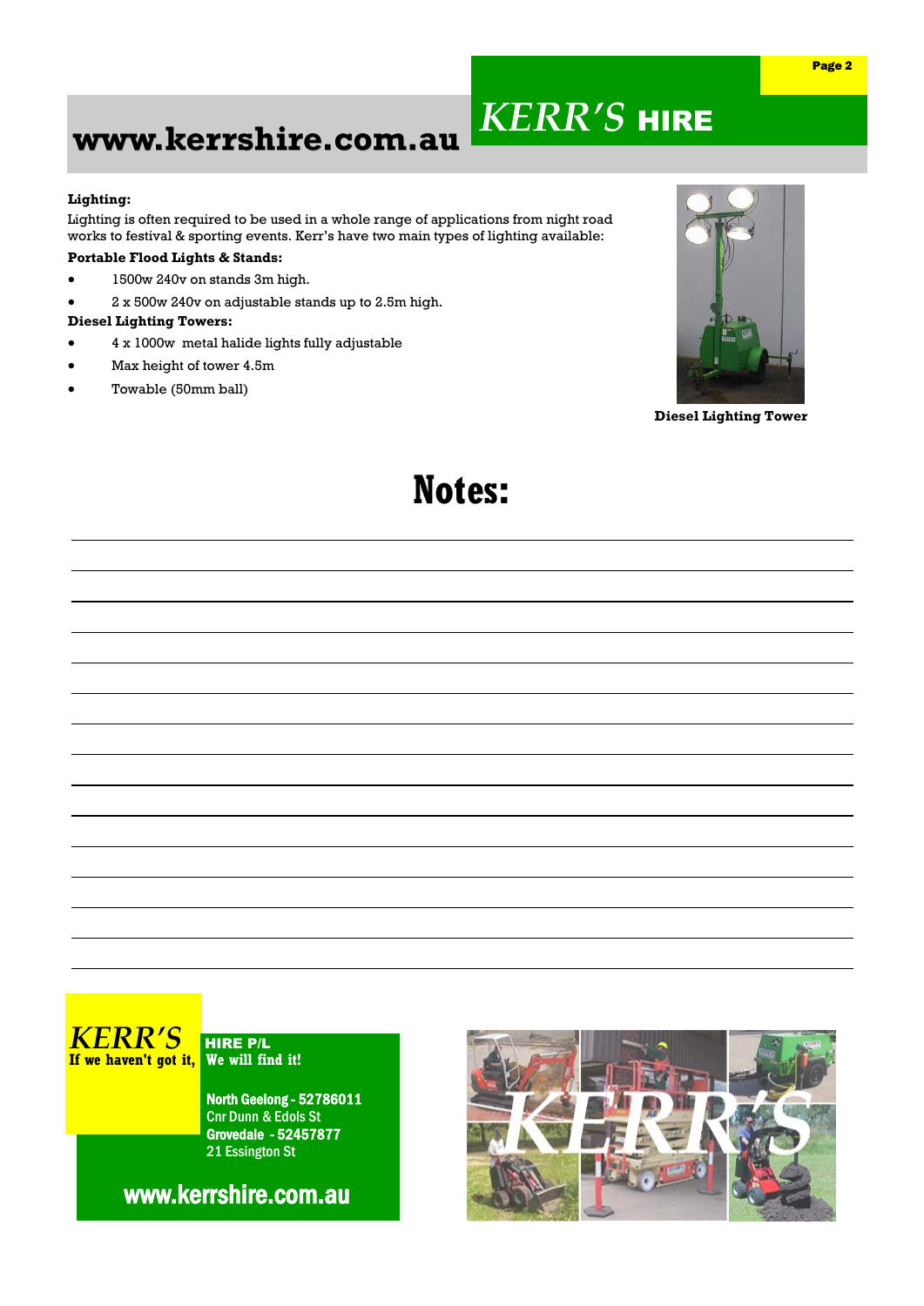# www.kerrshire.com.au

## *KERR'S* HIRE

**Lighting:**

Lighting is often required to be used in a whole range of applications from night road works to festival & sporting events. Kerr's have two main types of lighting available:

**Portable Flood Lights & Stands:**

- 1500w 240v on stands 3m high.
- 2 x 500w 240v on adjustable stands up to 2.5m high.

**Diesel Lighting Towers:**

- 4 x 1000w metal halide lights fully adjustable
- Max height of tower 4.5m
- Towable (50mm ball)

**Diesel Lighting Tower**

# Notes:

*KERR'S* HIRE P/L

If we haven't got it, We will find it!

**North Geelong - 52786011**
Cnr Dunn & Edols St
**Grovedale - 52457877**
21 Essington St

**www.kerrshire.com.au**